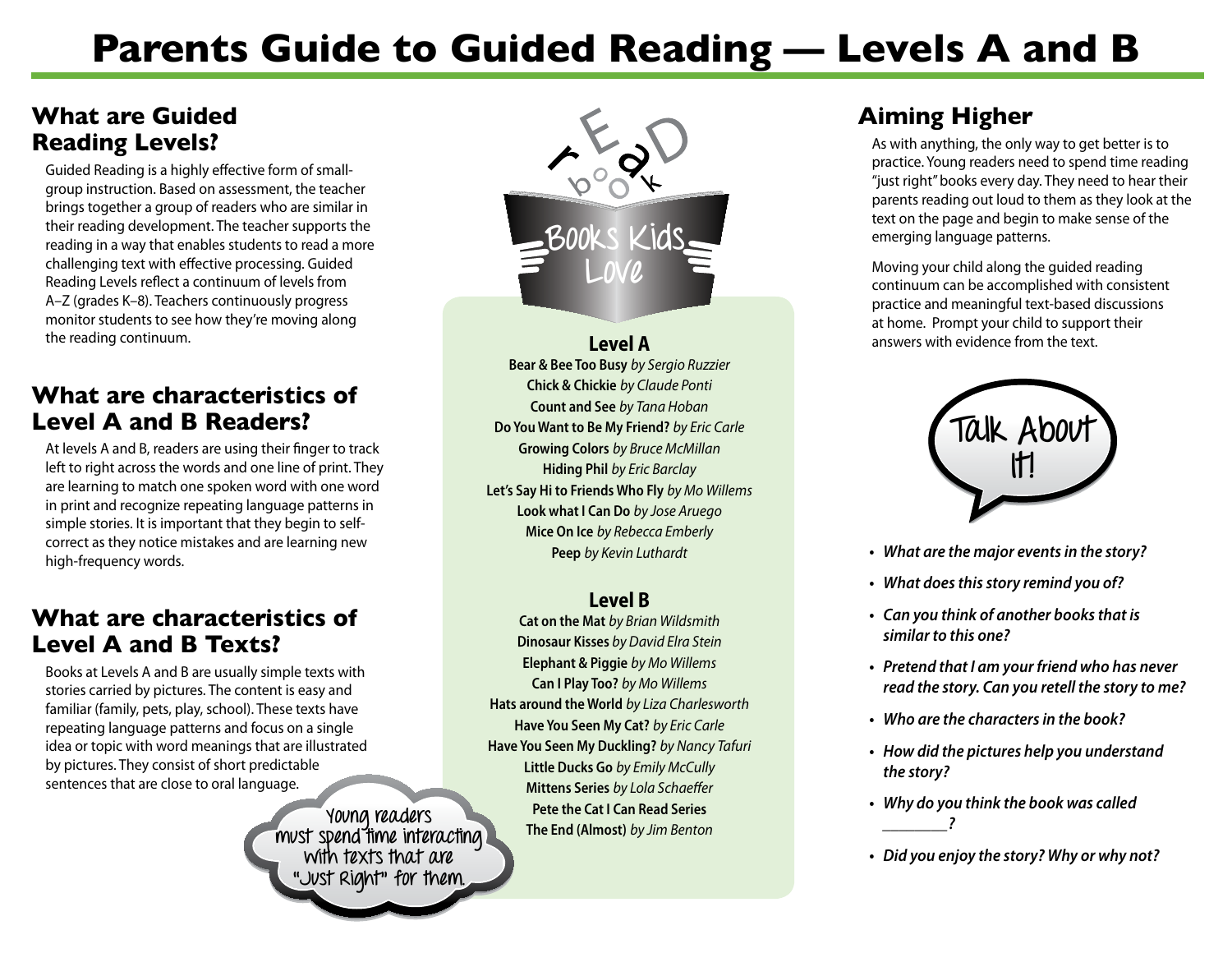# Parents Guide to Guided Reading — Levels A and B

## What are Guided Reading Levels?

Guided Reading is a highly effective form of small-group instruction. Based on assessment, the teacher brings together a group of readers who are similar in their reading development. The teacher supports the reading in a way that enables students to read a more challenging text with effective processing. Guided Reading Levels reflect a continuum of levels from A–Z (grades K–8). Teachers continuously progress monitor students to see how they're moving along the reading continuum.

## What are characteristics of Level A and B Readers?

At levels A and B, readers are using their finger to track left to right across the words and one line of print. They are learning to match one spoken word with one word in print and recognize repeating language patterns in simple stories. It is important that they begin to self-correct as they notice mistakes and are learning new high-frequency words.

## What are characteristics of Level A and B Texts?

Books at Levels A and B are usually simple texts with stories carried by pictures. The content is easy and familiar (family, pets, play, school). These texts have repeating language patterns and focus on a single idea or topic with word meanings that are illustrated by pictures. They consist of short predictable sentences that are close to oral language.

Young readers must spend time interacting with texts that are "Just Right" for them.

## Books Kids Love

### Level A

**Bear & Bee Too Busy** *by Sergio Ruzzier*
**Chick & Chickie** *by Claude Ponti*
**Count and See** *by Tana Hoban*
**Do You Want to Be My Friend?** *by Eric Carle*
**Growing Colors** *by Bruce McMillan*
**Hiding Phil** *by Eric Barclay*
**Let's Say Hi to Friends Who Fly** *by Mo Willems*
**Look what I Can Do** *by Jose Aruego*
**Mice On Ice** *by Rebecca Emberly*
**Peep** *by Kevin Luthardt*

### Level B

**Cat on the Mat** *by Brian Wildsmith*
**Dinosaur Kisses** *by David Elra Stein*
**Elephant & Piggie** *by Mo Willems*
**Can I Play Too?** *by Mo Willems*
**Hats around the World** *by Liza Charlesworth*
**Have You Seen My Cat?** *by Eric Carle*
**Have You Seen My Duckling?** *by Nancy Tafuri*
**Little Ducks Go** *by Emily McCully*
**Mittens Series** *by Lola Schaeffer*
**Pete the Cat I Can Read Series**
**The End (Almost)** *by Jim Benton*

## Aiming Higher

As with anything, the only way to get better is to practice. Young readers need to spend time reading "just right" books every day. They need to hear their parents reading out loud to them as they look at the text on the page and begin to make sense of the emerging language patterns.

Moving your child along the guided reading continuum can be accomplished with consistent practice and meaningful text-based discussions at home. Prompt your child to support their answers with evidence from the text.

### Talk About It!

- ***What are the major events in the story?***
- ***What does this story remind you of?***
- ***Can you think of another books that is similar to this one?***
- ***Pretend that I am your friend who has never read the story. Can you retell the story to me?***
- ***Who are the characters in the book?***
- ***How did the pictures help you understand the story?***
- ***Why do you think the book was called ________?***
- ***Did you enjoy the story? Why or why not?***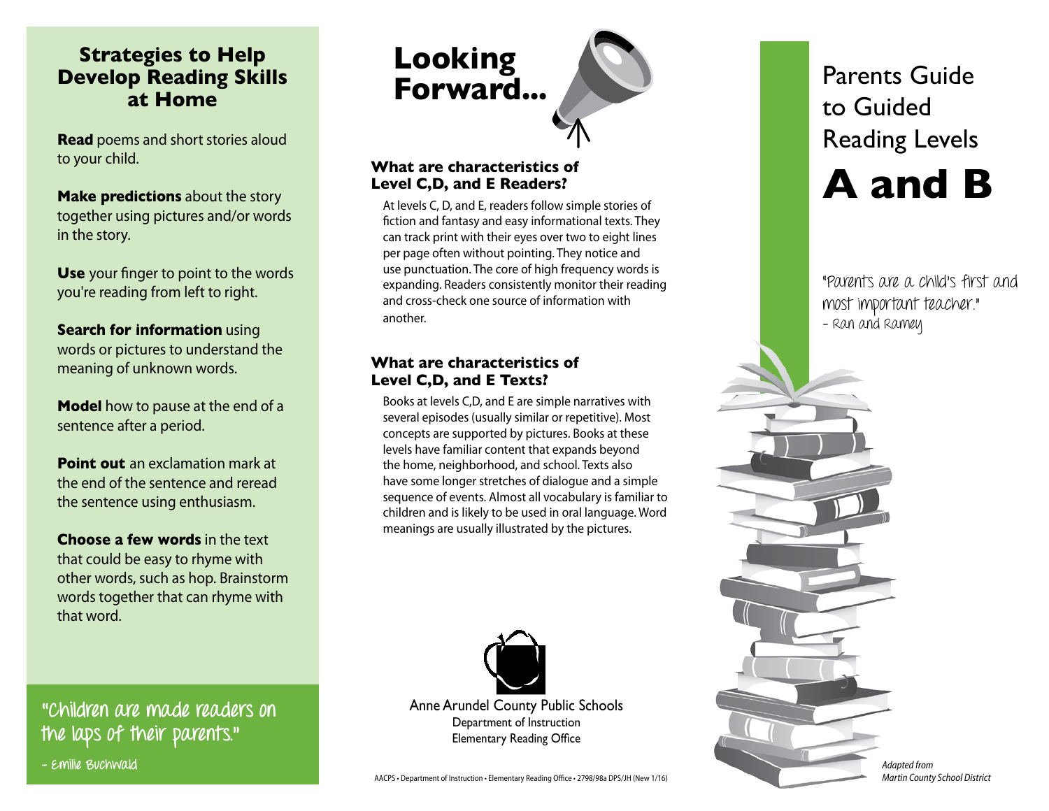## Strategies to Help Develop Reading Skills at Home

**Read** poems and short stories aloud to your child.

**Make predictions** about the story together using pictures and/or words in the story.

**Use** your finger to point to the words you're reading from left to right.

**Search for information** using words or pictures to understand the meaning of unknown words.

**Model** how to pause at the end of a sentence after a period.

**Point out** an exclamation mark at the end of the sentence and reread the sentence using enthusiasm.

**Choose a few words** in the text that could be easy to rhyme with other words, such as hop. Brainstorm words together that can rhyme with that word.

"Children are made readers on the laps of their parents."

- Emilie Buchwald

# Looking Forward...

### What are characteristics of Level C,D, and E Readers?

At levels C, D, and E, readers follow simple stories of fiction and fantasy and easy informational texts. They can track print with their eyes over two to eight lines per page often without pointing. They notice and use punctuation. The core of high frequency words is expanding. Readers consistently monitor their reading and cross-check one source of information with another.

### What are characteristics of Level C,D, and E Texts?

Books at levels C,D, and E are simple narratives with several episodes (usually similar or repetitive). Most concepts are supported by pictures. Books at these levels have familiar content that expands beyond the home, neighborhood, and school. Texts also have some longer stretches of dialogue and a simple sequence of events. Almost all vocabulary is familiar to children and is likely to be used in oral language. Word meanings are usually illustrated by the pictures.

Anne Arundel County Public Schools
Department of Instruction
Elementary Reading Office

AACPS • Department of Instruction • Elementary Reading Office • 2798/98a DPS/JH (New 1/16)

# Parents Guide to Guided Reading Levels

# A and B

"Parents are a child's first and most important teacher."
- Ran and Ramey

*Adapted from Martin County School District*